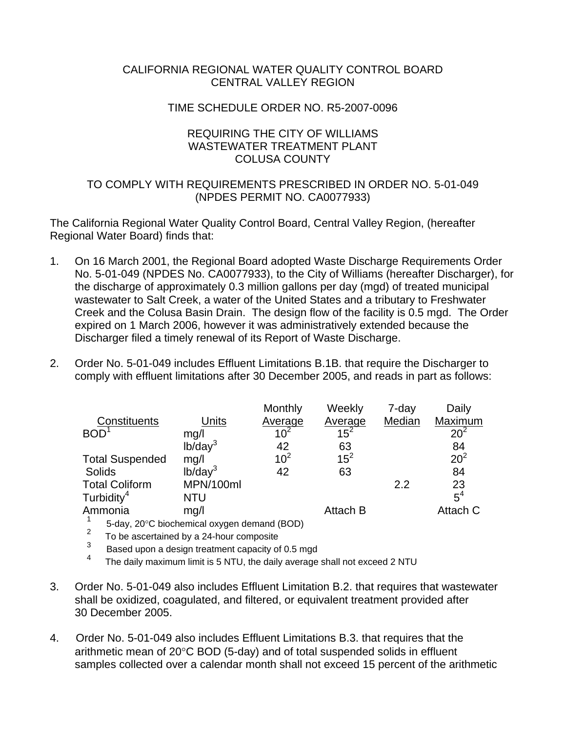CALIFORNIA REGIONAL WATER QUALITY CONTROL BOARD
CENTRAL VALLEY REGION

TIME SCHEDULE ORDER NO. R5-2007-0096

REQUIRING THE CITY OF WILLIAMS
WASTEWATER TREATMENT PLANT
COLUSA COUNTY

TO COMPLY WITH REQUIREMENTS PRESCRIBED IN ORDER NO. 5-01-049
(NPDES PERMIT NO. CA0077933)

The California Regional Water Quality Control Board, Central Valley Region, (hereafter Regional Water Board) finds that:

1. On 16 March 2001, the Regional Board adopted Waste Discharge Requirements Order No. 5-01-049 (NPDES No. CA0077933), to the City of Williams (hereafter Discharger), for the discharge of approximately 0.3 million gallons per day (mgd) of treated municipal wastewater to Salt Creek, a water of the United States and a tributary to Freshwater Creek and the Colusa Basin Drain. The design flow of the facility is 0.5 mgd. The Order expired on 1 March 2006, however it was administratively extended because the Discharger filed a timely renewal of its Report of Waste Discharge.

2. Order No. 5-01-049 includes Effluent Limitations B.1B. that require the Discharger to comply with effluent limitations after 30 December 2005, and reads in part as follows:

| Constituents | Units | Monthly Average | Weekly Average | 7-day Median | Daily Maximum |
|---|---|---|---|---|---|
| BOD[1] | mg/l | 10[2] | 15[2] | | 20[2] |
| | lb/day[3] | 42 | 63 | | 84 |
| Total Suspended Solids | mg/l | 10[2] | 15[2] | | 20[2] |
| | lb/day[3] | 42 | 63 | | 84 |
| Total Coliform | MPN/100ml | | | 2.2 | 23 |
| Turbidity[4] | NTU | | | | 5[4] |
| Ammonia | mg/l | | Attach B | | Attach C |

[1] 5-day, 20°C biochemical oxygen demand (BOD)
[2] To be ascertained by a 24-hour composite
[3] Based upon a design treatment capacity of 0.5 mgd
[4] The daily maximum limit is 5 NTU, the daily average shall not exceed 2 NTU

3. Order No. 5-01-049 also includes Effluent Limitation B.2. that requires that wastewater shall be oxidized, coagulated, and filtered, or equivalent treatment provided after 30 December 2005.

4. Order No. 5-01-049 also includes Effluent Limitations B.3. that requires that the arithmetic mean of 20°C BOD (5-day) and of total suspended solids in effluent samples collected over a calendar month shall not exceed 15 percent of the arithmetic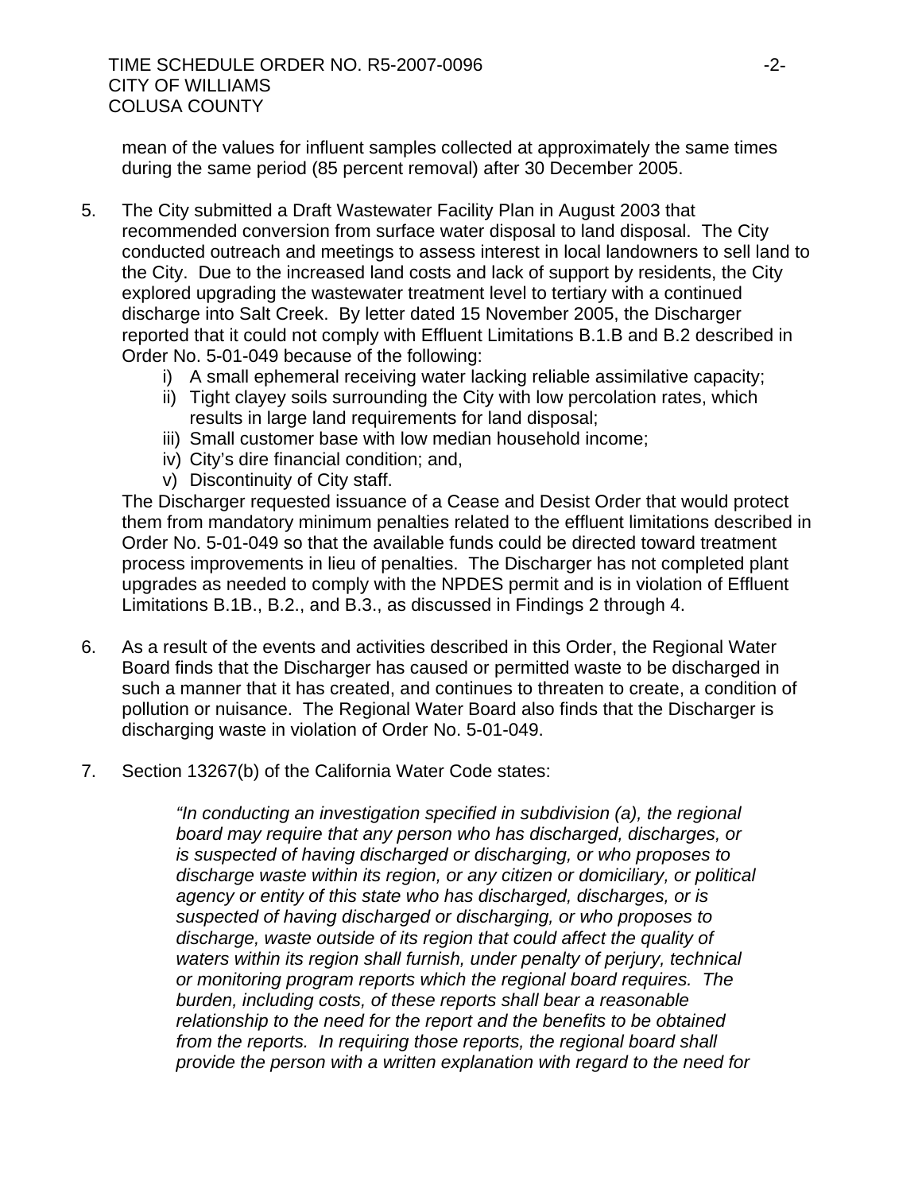mean of the values for influent samples collected at approximately the same times during the same period (85 percent removal) after 30 December 2005.

5. The City submitted a Draft Wastewater Facility Plan in August 2003 that recommended conversion from surface water disposal to land disposal. The City conducted outreach and meetings to assess interest in local landowners to sell land to the City. Due to the increased land costs and lack of support by residents, the City explored upgrading the wastewater treatment level to tertiary with a continued discharge into Salt Creek. By letter dated 15 November 2005, the Discharger reported that it could not comply with Effluent Limitations B.1.B and B.2 described in Order No. 5-01-049 because of the following:
   i) A small ephemeral receiving water lacking reliable assimilative capacity;
   ii) Tight clayey soils surrounding the City with low percolation rates, which results in large land requirements for land disposal;
   iii) Small customer base with low median household income;
   iv) City's dire financial condition; and,
   v) Discontinuity of City staff.

   The Discharger requested issuance of a Cease and Desist Order that would protect them from mandatory minimum penalties related to the effluent limitations described in Order No. 5-01-049 so that the available funds could be directed toward treatment process improvements in lieu of penalties. The Discharger has not completed plant upgrades as needed to comply with the NPDES permit and is in violation of Effluent Limitations B.1B., B.2., and B.3., as discussed in Findings 2 through 4.

6. As a result of the events and activities described in this Order, the Regional Water Board finds that the Discharger has caused or permitted waste to be discharged in such a manner that it has created, and continues to threaten to create, a condition of pollution or nuisance. The Regional Water Board also finds that the Discharger is discharging waste in violation of Order No. 5-01-049.

7. Section 13267(b) of the California Water Code states:

   *"In conducting an investigation specified in subdivision (a), the regional board may require that any person who has discharged, discharges, or is suspected of having discharged or discharging, or who proposes to discharge waste within its region, or any citizen or domiciliary, or political agency or entity of this state who has discharged, discharges, or is suspected of having discharged or discharging, or who proposes to discharge, waste outside of its region that could affect the quality of waters within its region shall furnish, under penalty of perjury, technical or monitoring program reports which the regional board requires. The burden, including costs, of these reports shall bear a reasonable relationship to the need for the report and the benefits to be obtained from the reports. In requiring those reports, the regional board shall provide the person with a written explanation with regard to the need for*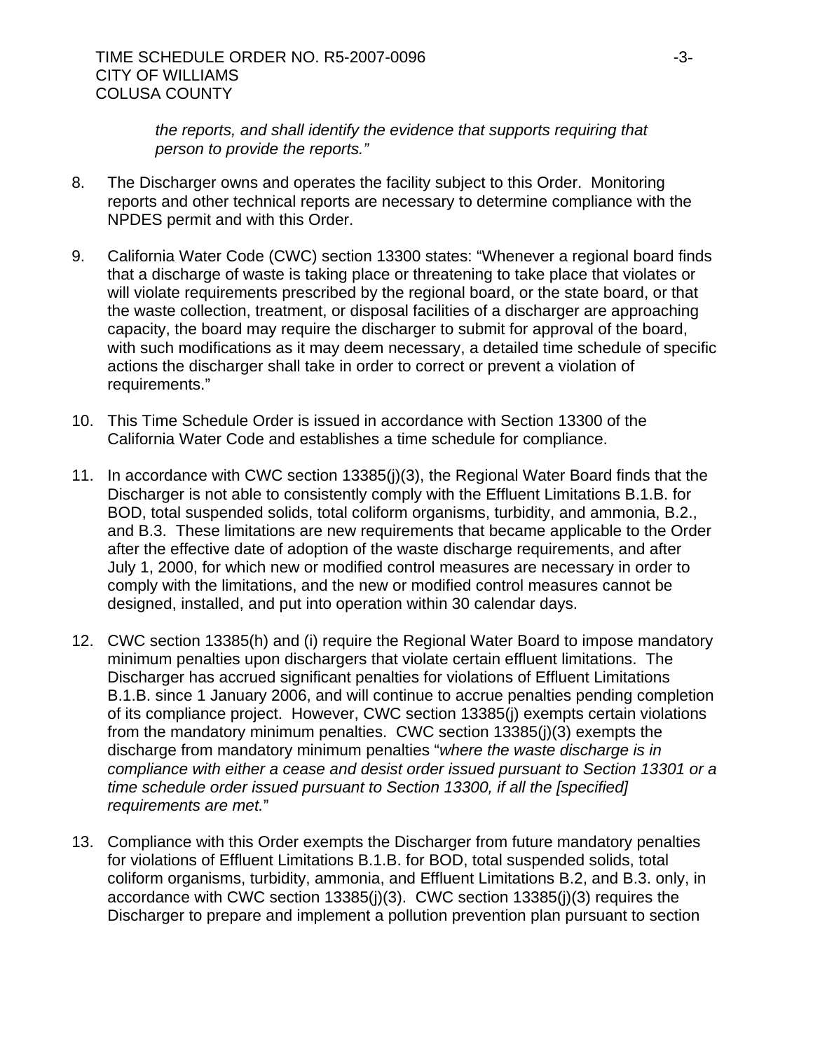*the reports, and shall identify the evidence that supports requiring that person to provide the reports."*

8. The Discharger owns and operates the facility subject to this Order. Monitoring reports and other technical reports are necessary to determine compliance with the NPDES permit and with this Order.

9. California Water Code (CWC) section 13300 states: "Whenever a regional board finds that a discharge of waste is taking place or threatening to take place that violates or will violate requirements prescribed by the regional board, or the state board, or that the waste collection, treatment, or disposal facilities of a discharger are approaching capacity, the board may require the discharger to submit for approval of the board, with such modifications as it may deem necessary, a detailed time schedule of specific actions the discharger shall take in order to correct or prevent a violation of requirements."

10. This Time Schedule Order is issued in accordance with Section 13300 of the California Water Code and establishes a time schedule for compliance.

11. In accordance with CWC section 13385(j)(3), the Regional Water Board finds that the Discharger is not able to consistently comply with the Effluent Limitations B.1.B. for BOD, total suspended solids, total coliform organisms, turbidity, and ammonia, B.2., and B.3. These limitations are new requirements that became applicable to the Order after the effective date of adoption of the waste discharge requirements, and after July 1, 2000, for which new or modified control measures are necessary in order to comply with the limitations, and the new or modified control measures cannot be designed, installed, and put into operation within 30 calendar days.

12. CWC section 13385(h) and (i) require the Regional Water Board to impose mandatory minimum penalties upon dischargers that violate certain effluent limitations. The Discharger has accrued significant penalties for violations of Effluent Limitations B.1.B. since 1 January 2006, and will continue to accrue penalties pending completion of its compliance project. However, CWC section 13385(j) exempts certain violations from the mandatory minimum penalties. CWC section 13385(j)(3) exempts the discharge from mandatory minimum penalties "*where the waste discharge is in compliance with either a cease and desist order issued pursuant to Section 13301 or a time schedule order issued pursuant to Section 13300, if all the [specified] requirements are met.*"

13. Compliance with this Order exempts the Discharger from future mandatory penalties for violations of Effluent Limitations B.1.B. for BOD, total suspended solids, total coliform organisms, turbidity, ammonia, and Effluent Limitations B.2, and B.3. only, in accordance with CWC section 13385(j)(3). CWC section 13385(j)(3) requires the Discharger to prepare and implement a pollution prevention plan pursuant to section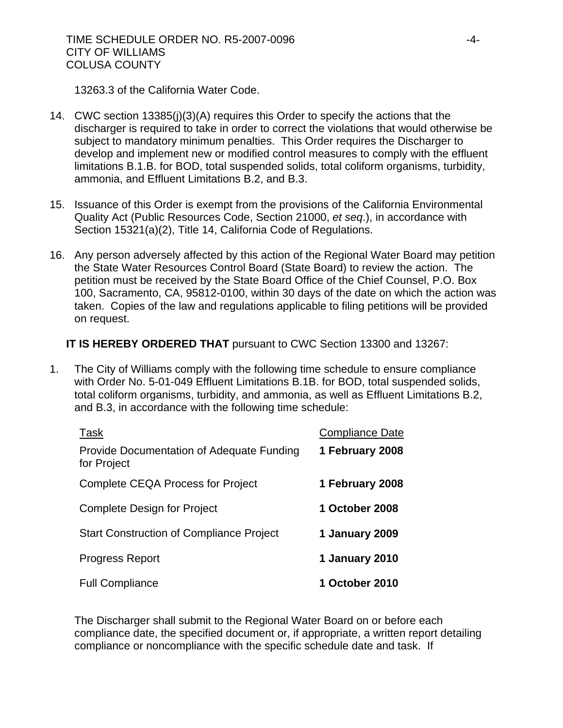13263.3 of the California Water Code.

14. CWC section 13385(j)(3)(A) requires this Order to specify the actions that the discharger is required to take in order to correct the violations that would otherwise be subject to mandatory minimum penalties. This Order requires the Discharger to develop and implement new or modified control measures to comply with the effluent limitations B.1.B. for BOD, total suspended solids, total coliform organisms, turbidity, ammonia, and Effluent Limitations B.2, and B.3.

15. Issuance of this Order is exempt from the provisions of the California Environmental Quality Act (Public Resources Code, Section 21000, *et seq*.), in accordance with Section 15321(a)(2), Title 14, California Code of Regulations.

16. Any person adversely affected by this action of the Regional Water Board may petition the State Water Resources Control Board (State Board) to review the action. The petition must be received by the State Board Office of the Chief Counsel, P.O. Box 100, Sacramento, CA, 95812-0100, within 30 days of the date on which the action was taken. Copies of the law and regulations applicable to filing petitions will be provided on request.

**IT IS HEREBY ORDERED THAT** pursuant to CWC Section 13300 and 13267:

1. The City of Williams comply with the following time schedule to ensure compliance with Order No. 5-01-049 Effluent Limitations B.1B. for BOD, total suspended solids, total coliform organisms, turbidity, and ammonia, as well as Effluent Limitations B.2, and B.3, in accordance with the following time schedule:

| Task | Compliance Date |
|---|---|
| Provide Documentation of Adequate Funding for Project | **1 February 2008** |
| Complete CEQA Process for Project | **1 February 2008** |
| Complete Design for Project | **1 October 2008** |
| Start Construction of Compliance Project | **1 January 2009** |
| Progress Report | **1 January 2010** |
| Full Compliance | **1 October 2010** |

The Discharger shall submit to the Regional Water Board on or before each compliance date, the specified document or, if appropriate, a written report detailing compliance or noncompliance with the specific schedule date and task. If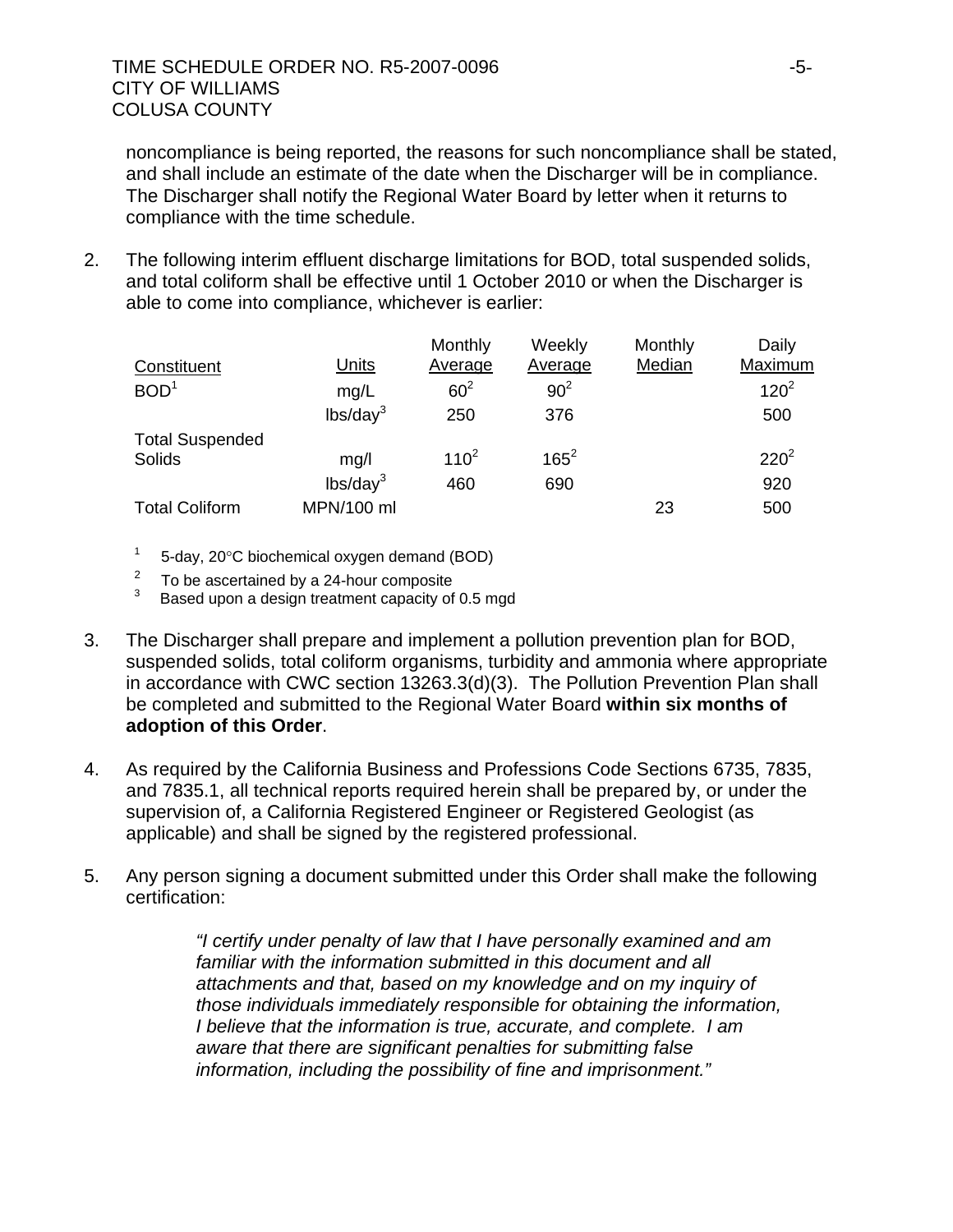noncompliance is being reported, the reasons for such noncompliance shall be stated, and shall include an estimate of the date when the Discharger will be in compliance. The Discharger shall notify the Regional Water Board by letter when it returns to compliance with the time schedule.

2. The following interim effluent discharge limitations for BOD, total suspended solids, and total coliform shall be effective until 1 October 2010 or when the Discharger is able to come into compliance, whichever is earlier:

| Constituent | Units | Monthly Average | Weekly Average | Monthly Median | Daily Maximum |
|---|---|---|---|---|---|
| BOD[1] | mg/L | 60[2] | 90[2] | | 120[2] |
| | lbs/day[3] | 250 | 376 | | 500 |
| Total Suspended Solids | mg/l | 110[2] | 165[2] | | 220[2] |
| | lbs/day[3] | 460 | 690 | | 920 |
| Total Coliform | MPN/100 ml | | | 23 | 500 |

[1] 5-day, 20°C biochemical oxygen demand (BOD)

[2] To be ascertained by a 24-hour composite

[3] Based upon a design treatment capacity of 0.5 mgd

3. The Discharger shall prepare and implement a pollution prevention plan for BOD, suspended solids, total coliform organisms, turbidity and ammonia where appropriate in accordance with CWC section 13263.3(d)(3). The Pollution Prevention Plan shall be completed and submitted to the Regional Water Board **within six months of adoption of this Order**.

4. As required by the California Business and Professions Code Sections 6735, 7835, and 7835.1, all technical reports required herein shall be prepared by, or under the supervision of, a California Registered Engineer or Registered Geologist (as applicable) and shall be signed by the registered professional.

5. Any person signing a document submitted under this Order shall make the following certification:

> *"I certify under penalty of law that I have personally examined and am familiar with the information submitted in this document and all attachments and that, based on my knowledge and on my inquiry of those individuals immediately responsible for obtaining the information, I believe that the information is true, accurate, and complete. I am aware that there are significant penalties for submitting false information, including the possibility of fine and imprisonment."*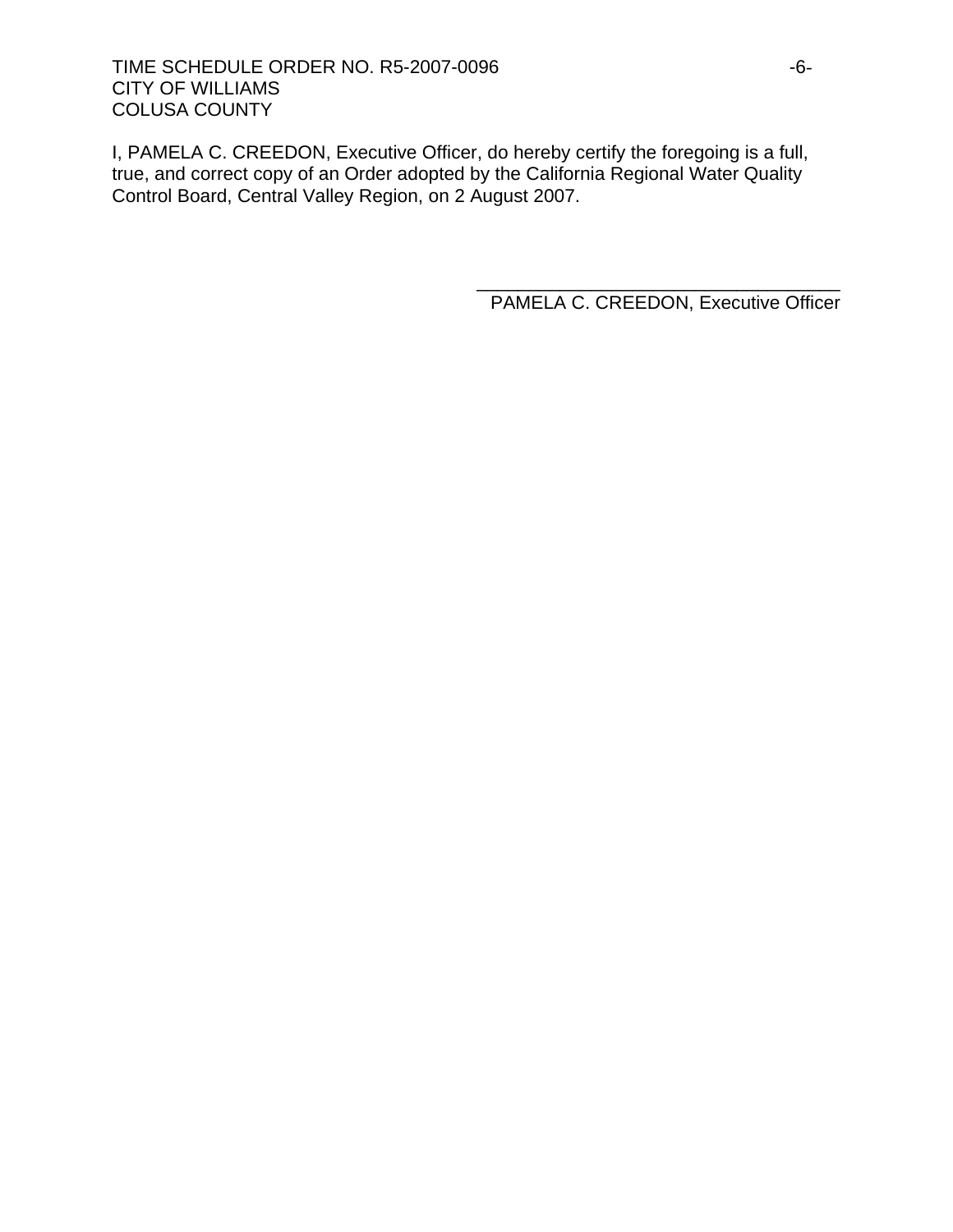I, PAMELA C. CREEDON, Executive Officer, do hereby certify the foregoing is a full, true, and correct copy of an Order adopted by the California Regional Water Quality Control Board, Central Valley Region, on 2 August 2007.

\_\_\_\_\_\_\_\_\_\_\_\_\_\_\_\_\_\_\_\_\_\_\_\_\_\_\_\_\_\_\_\_\_\_\_\_\_\_

PAMELA C. CREEDON, Executive Officer